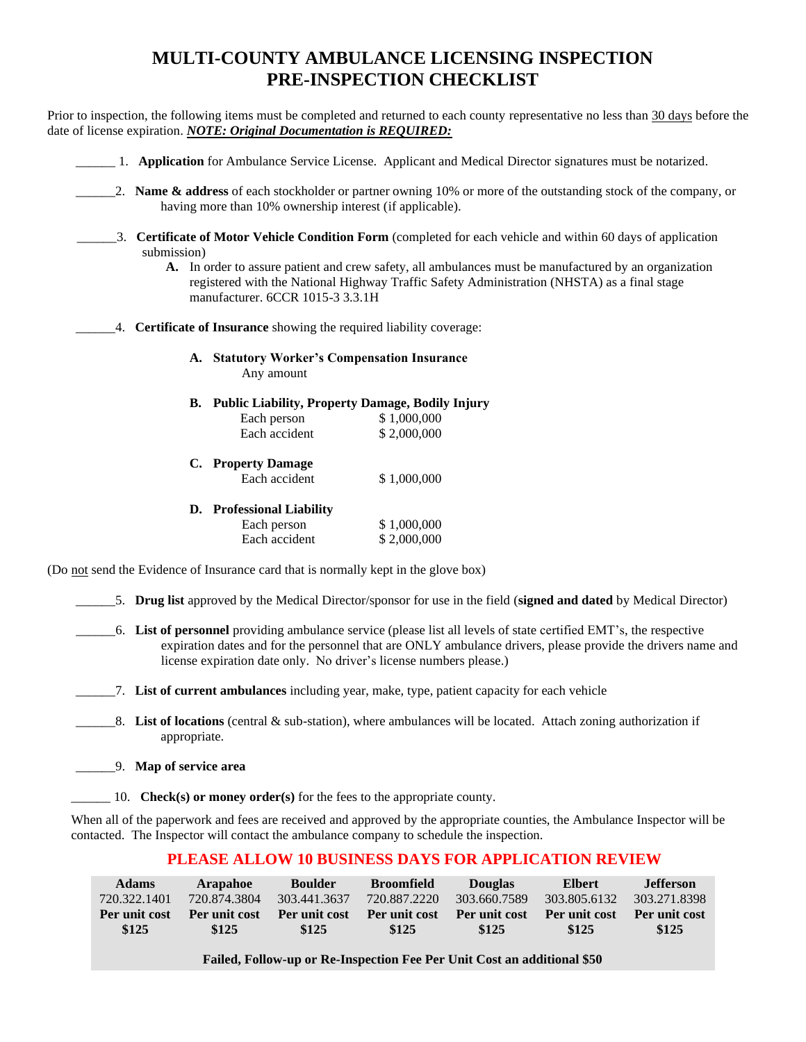# MULTI-COUNTY AMBULANCE LICENSING INSPECTION PRE-INSPECTION CHECKLIST

Prior to inspection, the following items must be completed and returned to each county representative no less than 30 days before the date of license expiration. ***NOTE: Original Documentation is REQUIRED:***

______ 1. **Application** for Ambulance Service License. Applicant and Medical Director signatures must be notarized.

______2. **Name & address** of each stockholder or partner owning 10% or more of the outstanding stock of the company, or having more than 10% ownership interest (if applicable).

______3. **Certificate of Motor Vehicle Condition Form** (completed for each vehicle and within 60 days of application submission)

**A.** In order to assure patient and crew safety, all ambulances must be manufactured by an organization registered with the National Highway Traffic Safety Administration (NHSTA) as a final stage manufacturer. 6CCR 1015-3 3.3.1H

______4. **Certificate of Insurance** showing the required liability coverage:

**A. Statutory Worker's Compensation Insurance**
Any amount

**B. Public Liability, Property Damage, Bodily Injury**

| | |
|---|---|
| Each person | $ 1,000,000 |
| Each accident | $ 2,000,000 |

**C. Property Damage**

| | |
|---|---|
| Each accident | $ 1,000,000 |

**D. Professional Liability**

| | |
|---|---|
| Each person | $ 1,000,000 |
| Each accident | $ 2,000,000 |

(Do not send the Evidence of Insurance card that is normally kept in the glove box)

______5. **Drug list** approved by the Medical Director/sponsor for use in the field (**signed and dated** by Medical Director)

______6. **List of personnel** providing ambulance service (please list all levels of state certified EMT's, the respective expiration dates and for the personnel that are ONLY ambulance drivers, please provide the drivers name and license expiration date only. No driver's license numbers please.)

______7. **List of current ambulances** including year, make, type, patient capacity for each vehicle

______8. **List of locations** (central & sub-station), where ambulances will be located. Attach zoning authorization if appropriate.

______9. **Map of service area**

______ 10. **Check(s) or money order(s)** for the fees to the appropriate county.

When all of the paperwork and fees are received and approved by the appropriate counties, the Ambulance Inspector will be contacted. The Inspector will contact the ambulance company to schedule the inspection.

## PLEASE ALLOW 10 BUSINESS DAYS FOR APPLICATION REVIEW

| Adams | Arapahoe | Boulder | Broomfield | Douglas | Elbert | Jefferson |
|---|---|---|---|---|---|---|
| 720.322.1401 | 720.874.3804 | 303.441.3637 | 720.887.2220 | 303.660.7589 | 303.805.6132 | 303.271.8398 |
| **Per unit cost $125** | **Per unit cost $125** | **Per unit cost $125** | **Per unit cost $125** | **Per unit cost $125** | **Per unit cost $125** | **Per unit cost $125** |

**Failed, Follow-up or Re-Inspection Fee Per Unit Cost an additional $50**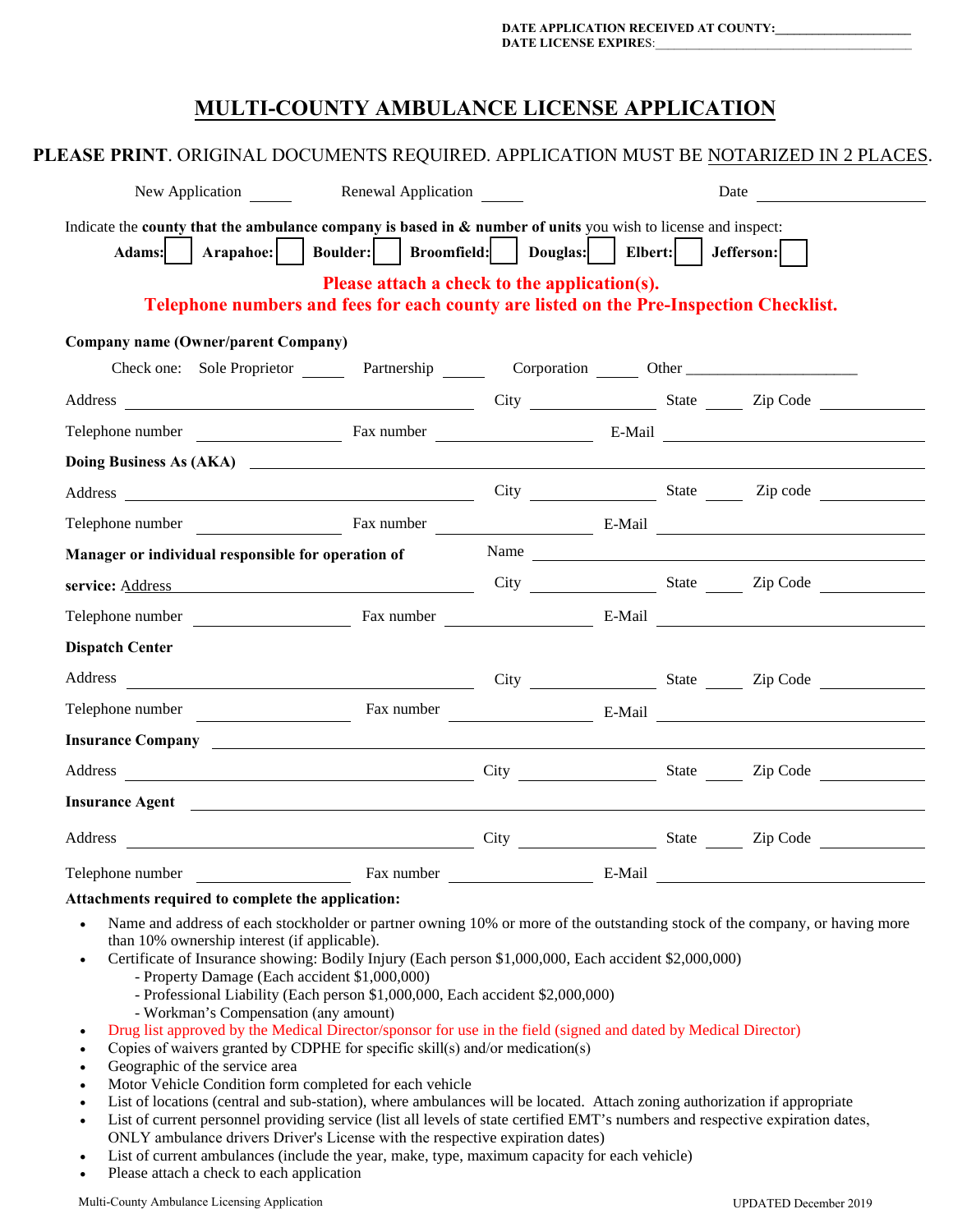DATE APPLICATION RECEIVED AT COUNTY:___________________
DATE LICENSE EXPIRES:_______________________________________

# MULTI-COUNTY AMBULANCE LICENSE APPLICATION

**PLEASE PRINT**. ORIGINAL DOCUMENTS REQUIRED. APPLICATION MUST BE NOTARIZED IN 2 PLACES.

New Application _____ Renewal Application _____ Date __________________

Indicate the **county that the ambulance company is based in & number of units** you wish to license and inspect:

**Adams:** ☐ **Arapahoe:** ☐ **Boulder:** ☐ **Broomfield:** ☐ **Douglas:** ☐ **Elbert:** ☐ **Jefferson:** ☐

**Please attach a check to the application(s).**
**Telephone numbers and fees for each county are listed on the Pre-Inspection Checklist.**

**Company name (Owner/parent Company)**

Check one: Sole Proprietor _____ Partnership _____ Corporation _____ Other ____________________

Address ______________________________ City ______________ State _____ Zip Code ___________

Telephone number ______________ Fax number ______________ E-Mail ______________________

**Doing Business As (AKA)** ______________________________________________________

Address ______________________________ City ______________ State _____ Zip code ___________

Telephone number ______________ Fax number ______________ E-Mail ______________________

**Manager or individual responsible for operation of service:** Name ______________________________

Address ______________________________ City ______________ State _____ Zip Code ___________

Telephone number ______________ Fax number ______________ E-Mail ______________________

**Dispatch Center**

Address ______________________________ City ______________ State _____ Zip Code ___________

Telephone number ______________ Fax number ______________ E-Mail ______________________

**Insurance Company** ______________________________________________________

Address ______________________________ City ______________ State _____ Zip Code ___________

**Insurance Agent** ______________________________________________________

Address ______________________________ City ______________ State _____ Zip Code ___________

Telephone number ______________ Fax number ______________ E-Mail ______________________

**Attachments required to complete the application:**

- Name and address of each stockholder or partner owning 10% or more of the outstanding stock of the company, or having more than 10% ownership interest (if applicable).
- Certificate of Insurance showing: Bodily Injury (Each person $1,000,000, Each accident $2,000,000)
  - Property Damage (Each accident $1,000,000)
  - Professional Liability (Each person $1,000,000, Each accident $2,000,000)
  - Workman's Compensation (any amount)
- Drug list approved by the Medical Director/sponsor for use in the field (signed and dated by Medical Director)
- Copies of waivers granted by CDPHE for specific skill(s) and/or medication(s)
- Geographic of the service area
- Motor Vehicle Condition form completed for each vehicle
- List of locations (central and sub-station), where ambulances will be located. Attach zoning authorization if appropriate
- List of current personnel providing service (list all levels of state certified EMT's numbers and respective expiration dates, ONLY ambulance drivers Driver's License with the respective expiration dates)
- List of current ambulances (include the year, make, type, maximum capacity for each vehicle)
- Please attach a check to each application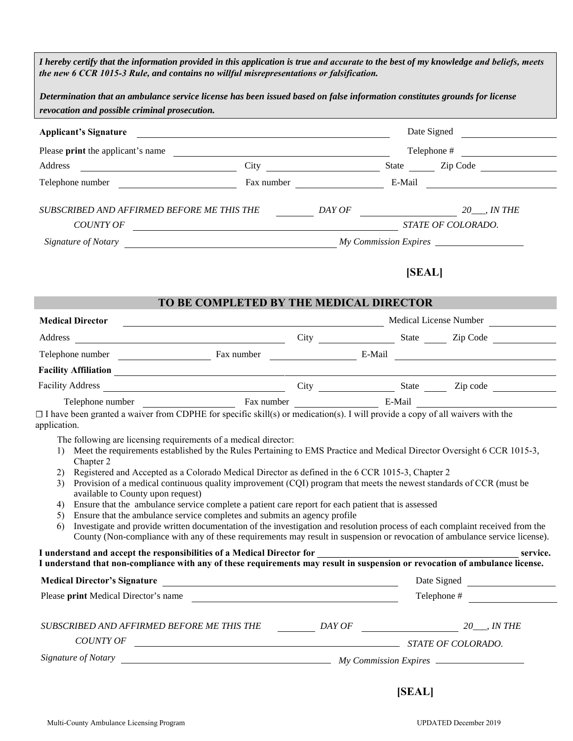***I hereby certify that the information provided in this application is true and accurate to the best of my knowledge and beliefs, meets the new 6 CCR 1015-3 Rule, and contains no willful misrepresentations or falsification.***

***Determination that an ambulance service license has been issued based on false information constitutes grounds for license revocation and possible criminal prosecution.***

**Applicant's Signature** ______________________________ Date Signed ______________

Please **print** the applicant's name ______________________________ Telephone # ______________

Address ______________ City ______________ State ______ Zip Code ______________

Telephone number ______________ Fax number ______________ E-Mail ______________

*SUBSCRIBED AND AFFIRMED BEFORE ME THIS THE* ________ *DAY OF* ______________ *20___, IN THE*

*COUNTY OF* ______________________________ *STATE OF COLORADO.*

*Signature of Notary* ______________________________ *My Commission Expires* ______________

**[SEAL]**

## TO BE COMPLETED BY THE MEDICAL DIRECTOR

**Medical Director** ______________________________ Medical License Number ______________

Address ______________ City ______________ State ______ Zip Code ______________

Telephone number ______________ Fax number ______________ E-Mail ______________

**Facility Affiliation** ______________________________

Facility Address ______________ City ______________ State ______ Zip code ______________

Telephone number ______________ Fax number ______________ E-Mail ______________

☐ I have been granted a waiver from CDPHE for specific skill(s) or medication(s). I will provide a copy of all waivers with the application.

The following are licensing requirements of a medical director:

1) Meet the requirements established by the Rules Pertaining to EMS Practice and Medical Director Oversight 6 CCR 1015-3, Chapter 2
2) Registered and Accepted as a Colorado Medical Director as defined in the 6 CCR 1015-3, Chapter 2
3) Provision of a medical continuous quality improvement (CQI) program that meets the newest standards of CCR (must be available to County upon request)
4) Ensure that the ambulance service complete a patient care report for each patient that is assessed
5) Ensure that the ambulance service completes and submits an agency profile
6) Investigate and provide written documentation of the investigation and resolution process of each complaint received from the County (Non-compliance with any of these requirements may result in suspension or revocation of ambulance service license).

**I understand and accept the responsibilities of a Medical Director for ______________________________ service.**
**I understand that non-compliance with any of these requirements may result in suspension or revocation of ambulance license.**

**Medical Director's Signature** ______________________________ Date Signed ______________

Please **print** Medical Director's name ______________________________ Telephone # ______________

*SUBSCRIBED AND AFFIRMED BEFORE ME THIS THE* ________ *DAY OF* ______________ *20___, IN THE*

*COUNTY OF* ______________________________ *STATE OF COLORADO.*

*Signature of Notary* ______________________________ *My Commission Expires* ______________

**[SEAL]**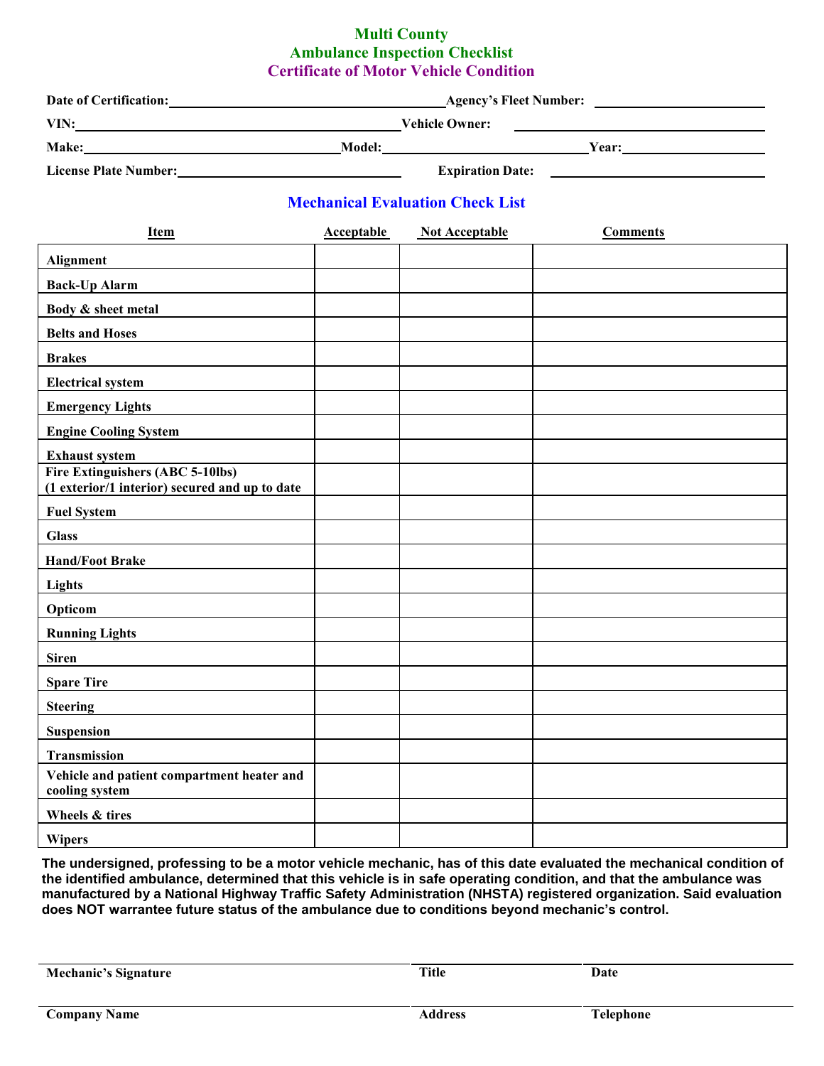# Multi County
## Ambulance Inspection Checklist
## Certificate of Motor Vehicle Condition

**Date of Certification:** ________________________ **Agency's Fleet Number:** ________________

**VIN:** ________________________ **Vehicle Owner:** ________________________

**Make:** ________________ **Model:** ________________ **Year:** ____________

**License Plate Number:** ________________ **Expiration Date:** ________________

## Mechanical Evaluation Check List

| Item | Acceptable | Not Acceptable | Comments |
|---|---|---|---|
| **Alignment** | | | |
| **Back-Up Alarm** | | | |
| **Body & sheet metal** | | | |
| **Belts and Hoses** | | | |
| **Brakes** | | | |
| **Electrical system** | | | |
| **Emergency Lights** | | | |
| **Engine Cooling System** | | | |
| **Exhaust system** | | | |
| **Fire Extinguishers (ABC 5-10lbs) (1 exterior/1 interior) secured and up to date** | | | |
| **Fuel System** | | | |
| **Glass** | | | |
| **Hand/Foot Brake** | | | |
| **Lights** | | | |
| **Opticom** | | | |
| **Running Lights** | | | |
| **Siren** | | | |
| **Spare Tire** | | | |
| **Steering** | | | |
| **Suspension** | | | |
| **Transmission** | | | |
| **Vehicle and patient compartment heater and cooling system** | | | |
| **Wheels & tires** | | | |
| **Wipers** | | | |

**The undersigned, professing to be a motor vehicle mechanic, has of this date evaluated the mechanical condition of the identified ambulance, determined that this vehicle is in safe operating condition, and that the ambulance was manufactured by a National Highway Traffic Safety Administration (NHSTA) registered organization. Said evaluation does NOT warrantee future status of the ambulance due to conditions beyond mechanic's control.**

| **Mechanic's Signature** | **Title** | **Date** |
|---|---|---|
| **Company Name** | **Address** | **Telephone** |